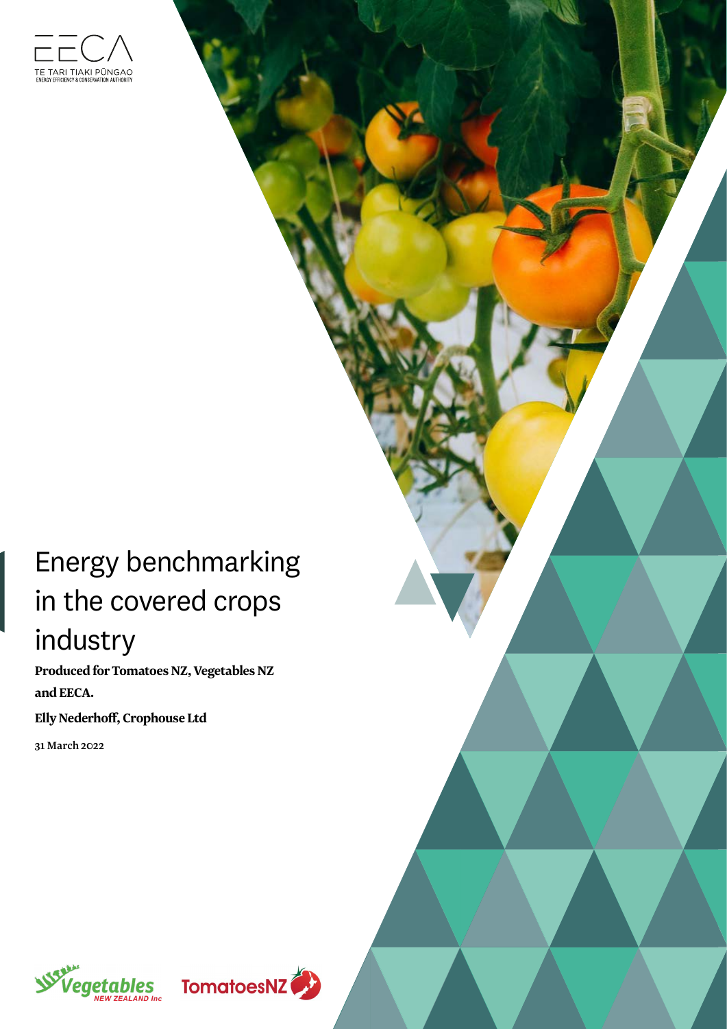EECA

TE TARI TIAKI PŪNGAO

ENERGY EFFICIENCY & CONSERVATION AUTHORITY

# Energy benchmarking in the covered crops industry

**Produced for Tomatoes NZ, Vegetables NZ and EECA.**

**Elly Nederhoff, Crophouse Ltd**

31 March 2022

Vegetables NEW ZEALAND Inc

TomatoesNZ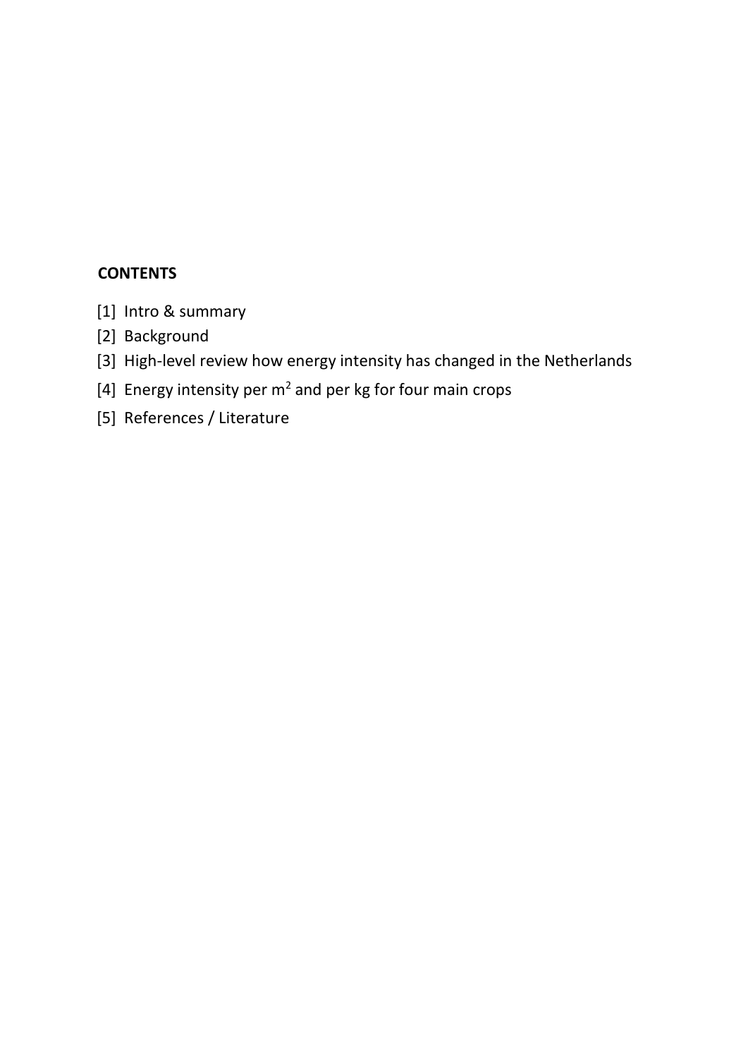**CONTENTS**

[1] Intro & summary

[2] Background

[3] High-level review how energy intensity has changed in the Netherlands

[4] Energy intensity per $m^2$ and per kg for four main crops

[5] References / Literature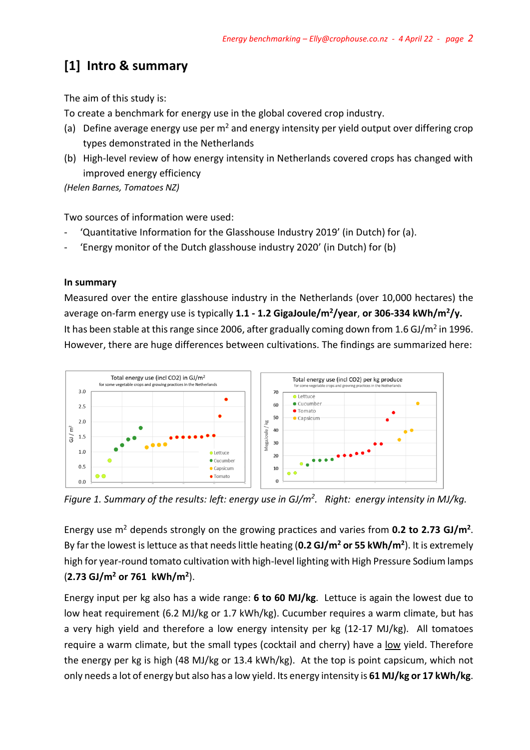## [1] Intro & summary

The aim of this study is:

To create a benchmark for energy use in the global covered crop industry.

(a) Define average energy use per m$^2$ and energy intensity per yield output over differing crop types demonstrated in the Netherlands

(b) High-level review of how energy intensity in Netherlands covered crops has changed with improved energy efficiency

*(Helen Barnes, Tomatoes NZ)*

Two sources of information were used:

- 'Quantitative Information for the Glasshouse Industry 2019' (in Dutch) for (a).
- 'Energy monitor of the Dutch glasshouse industry 2020' (in Dutch) for (b)

**In summary**

Measured over the entire glasshouse industry in the Netherlands (over 10,000 hectares) the average on-farm energy use is typically **1.1 - 1.2 GigaJoule/m$^2$/year**, or **306-334 kWh/m$^2$/y.** It has been stable at this range since 2006, after gradually coming down from 1.6 GJ/m$^2$ in 1996. However, there are huge differences between cultivations. The findings are summarized here:

*Figure 1. Summary of the results: left: energy use in GJ/m$^2$. Right: energy intensity in MJ/kg.*

Energy use m$^2$ depends strongly on the growing practices and varies from **0.2 to 2.73 GJ/m$^2$**. By far the lowest is lettuce as that needs little heating (**0.2 GJ/m$^2$ or 55 kWh/m$^2$**). It is extremely high for year-round tomato cultivation with high-level lighting with High Pressure Sodium lamps (**2.73 GJ/m$^2$ or 761 kWh/m$^2$**).

Energy input per kg also has a wide range: **6 to 60 MJ/kg**. Lettuce is again the lowest due to low heat requirement (6.2 MJ/kg or 1.7 kWh/kg). Cucumber requires a warm climate, but has a very high yield and therefore a low energy intensity per kg (12-17 MJ/kg). All tomatoes require a warm climate, but the small types (cocktail and cherry) have a low yield. Therefore the energy per kg is high (48 MJ/kg or 13.4 kWh/kg). At the top is point capsicum, which not only needs a lot of energy but also has a low yield. Its energy intensity is **61 MJ/kg or 17 kWh/kg**.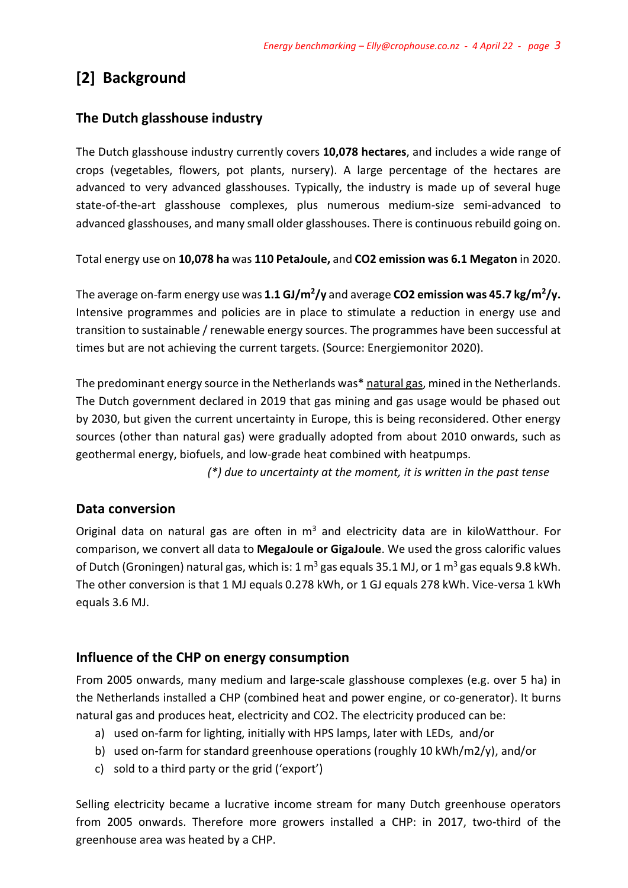## [2] Background

### The Dutch glasshouse industry

The Dutch glasshouse industry currently covers **10,078 hectares**, and includes a wide range of crops (vegetables, flowers, pot plants, nursery). A large percentage of the hectares are advanced to very advanced glasshouses. Typically, the industry is made up of several huge state-of-the-art glasshouse complexes, plus numerous medium-size semi-advanced to advanced glasshouses, and many small older glasshouses. There is continuous rebuild going on.

Total energy use on **10,078 ha** was **110 PetaJoule,** and **CO2 emission was 6.1 Megaton** in 2020.

The average on-farm energy use was **1.1 GJ/m$^2$/y** and average **CO2 emission was 45.7 kg/m$^2$/y.** Intensive programmes and policies are in place to stimulate a reduction in energy use and transition to sustainable / renewable energy sources. The programmes have been successful at times but are not achieving the current targets. (Source: Energiemonitor 2020).

The predominant energy source in the Netherlands was* natural gas, mined in the Netherlands. The Dutch government declared in 2019 that gas mining and gas usage would be phased out by 2030, but given the current uncertainty in Europe, this is being reconsidered. Other energy sources (other than natural gas) were gradually adopted from about 2010 onwards, such as geothermal energy, biofuels, and low-grade heat combined with heatpumps.

*(\*) due to uncertainty at the moment, it is written in the past tense*

### Data conversion

Original data on natural gas are often in m$^3$ and electricity data are in kiloWatthour. For comparison, we convert all data to **MegaJoule or GigaJoule**. We used the gross calorific values of Dutch (Groningen) natural gas, which is: 1 m$^3$ gas equals 35.1 MJ, or 1 m$^3$ gas equals 9.8 kWh. The other conversion is that 1 MJ equals 0.278 kWh, or 1 GJ equals 278 kWh. Vice-versa 1 kWh equals 3.6 MJ.

### Influence of the CHP on energy consumption

From 2005 onwards, many medium and large-scale glasshouse complexes (e.g. over 5 ha) in the Netherlands installed a CHP (combined heat and power engine, or co-generator). It burns natural gas and produces heat, electricity and CO2. The electricity produced can be:

a) used on-farm for lighting, initially with HPS lamps, later with LEDs, and/or
b) used on-farm for standard greenhouse operations (roughly 10 kWh/m2/y), and/or
c) sold to a third party or the grid ('export')

Selling electricity became a lucrative income stream for many Dutch greenhouse operators from 2005 onwards. Therefore more growers installed a CHP: in 2017, two-third of the greenhouse area was heated by a CHP.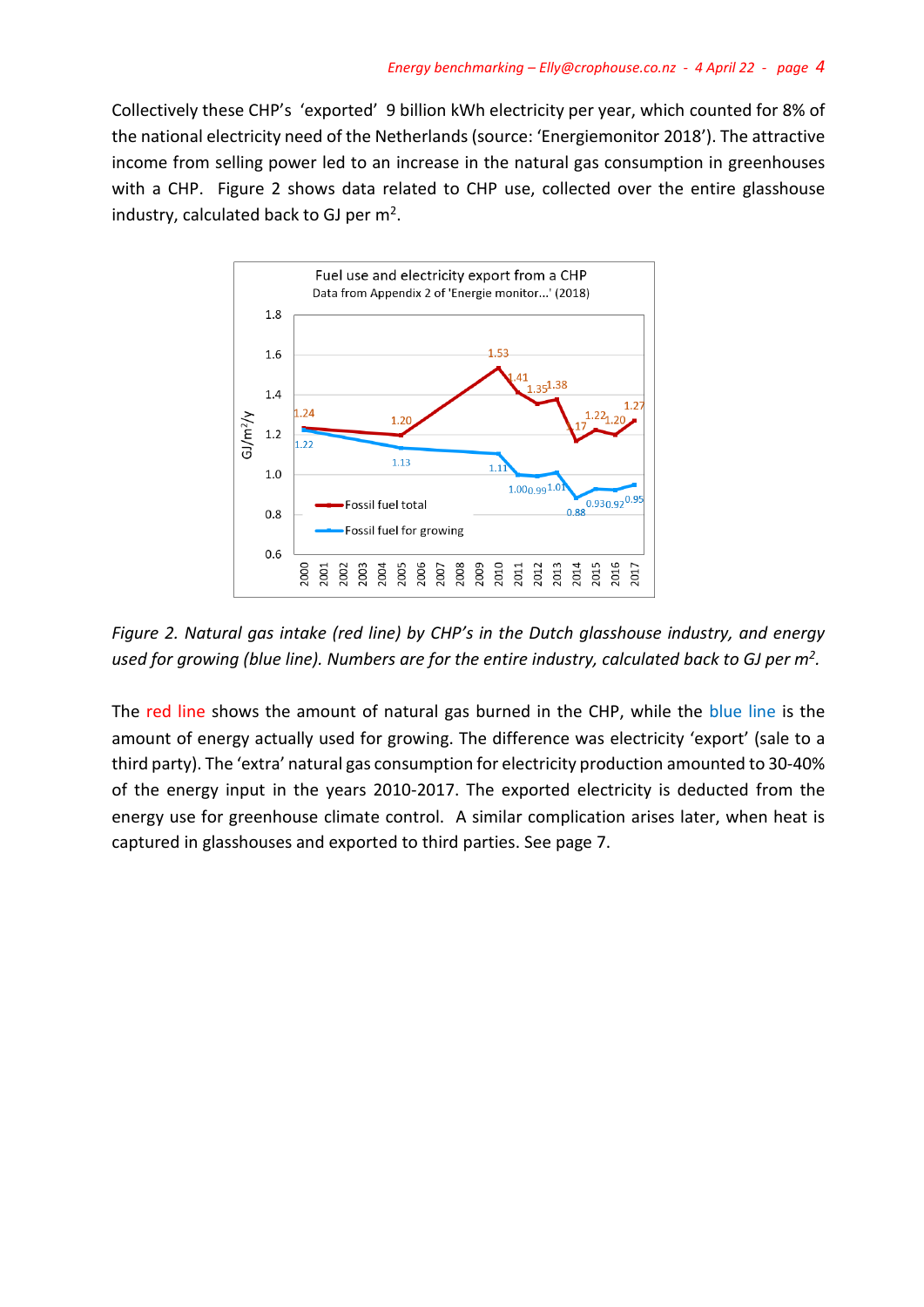Collectively these CHP's 'exported' 9 billion kWh electricity per year, which counted for 8% of the national electricity need of the Netherlands (source: 'Energiemonitor 2018'). The attractive income from selling power led to an increase in the natural gas consumption in greenhouses with a CHP. Figure 2 shows data related to CHP use, collected over the entire glasshouse industry, calculated back to GJ per m$^2$.

*Figure 2. Natural gas intake (red line) by CHP's in the Dutch glasshouse industry, and energy used for growing (blue line). Numbers are for the entire industry, calculated back to GJ per m$^2$.*

The red line shows the amount of natural gas burned in the CHP, while the blue line is the amount of energy actually used for growing. The difference was electricity 'export' (sale to a third party). The 'extra' natural gas consumption for electricity production amounted to 30-40% of the energy input in the years 2010-2017. The exported electricity is deducted from the energy use for greenhouse climate control. A similar complication arises later, when heat is captured in glasshouses and exported to third parties. See page 7.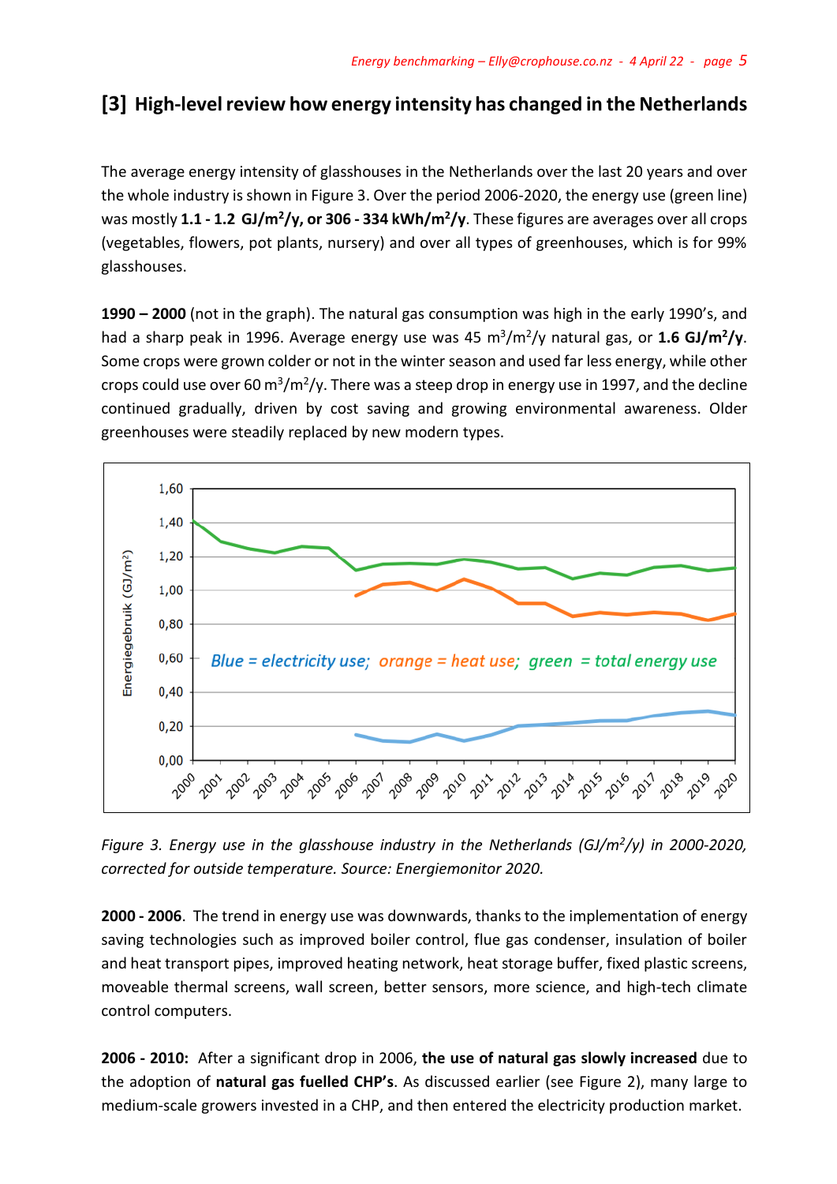## [3] High-level review how energy intensity has changed in the Netherlands

The average energy intensity of glasshouses in the Netherlands over the last 20 years and over the whole industry is shown in Figure 3. Over the period 2006-2020, the energy use (green line) was mostly **1.1 - 1.2 GJ/m²/y, or 306 - 334 kWh/m²/y**. These figures are averages over all crops (vegetables, flowers, pot plants, nursery) and over all types of greenhouses, which is for 99% glasshouses.

**1990 – 2000** (not in the graph). The natural gas consumption was high in the early 1990's, and had a sharp peak in 1996. Average energy use was 45 m³/m²/y natural gas, or **1.6 GJ/m²/y**. Some crops were grown colder or not in the winter season and used far less energy, while other crops could use over 60 m³/m²/y. There was a steep drop in energy use in 1997, and the decline continued gradually, driven by cost saving and growing environmental awareness. Older greenhouses were steadily replaced by new modern types.

*Figure 3. Energy use in the glasshouse industry in the Netherlands (GJ/m²/y) in 2000-2020, corrected for outside temperature. Source: Energiemonitor 2020.*

**2000 - 2006**. The trend in energy use was downwards, thanks to the implementation of energy saving technologies such as improved boiler control, flue gas condenser, insulation of boiler and heat transport pipes, improved heating network, heat storage buffer, fixed plastic screens, moveable thermal screens, wall screen, better sensors, more science, and high-tech climate control computers.

**2006 - 2010:** After a significant drop in 2006, **the use of natural gas slowly increased** due to the adoption of **natural gas fuelled CHP's**. As discussed earlier (see Figure 2), many large to medium-scale growers invested in a CHP, and then entered the electricity production market.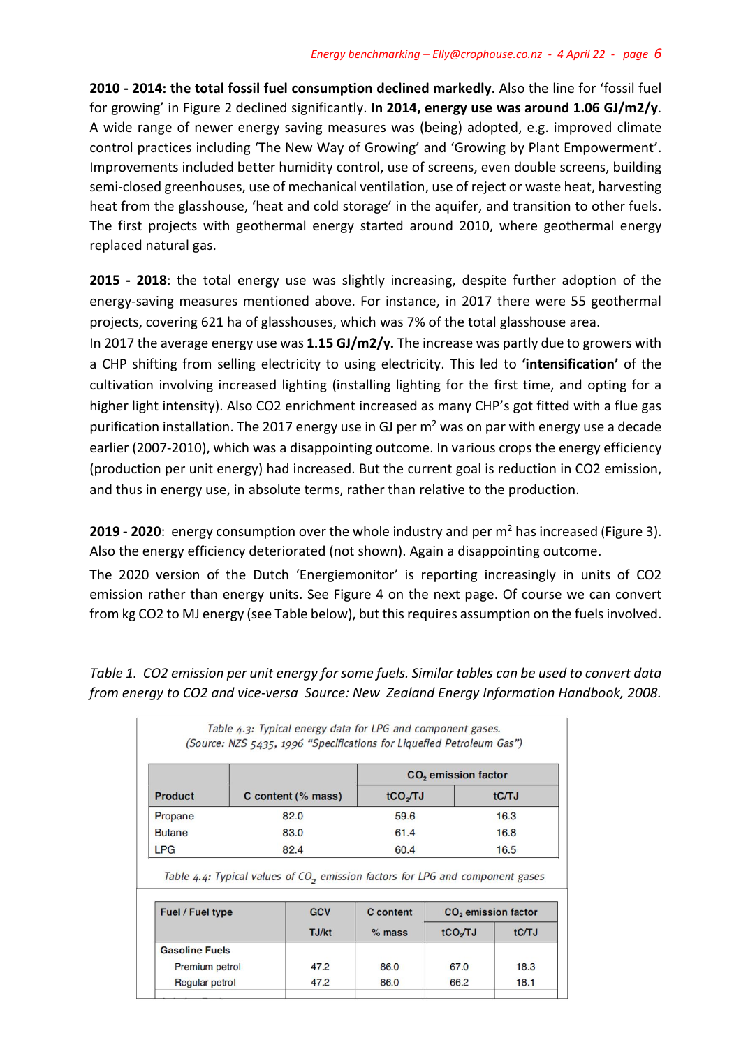**2010 - 2014: the total fossil fuel consumption declined markedly**. Also the line for 'fossil fuel for growing' in Figure 2 declined significantly. **In 2014, energy use was around 1.06 GJ/m2/y**. A wide range of newer energy saving measures was (being) adopted, e.g. improved climate control practices including 'The New Way of Growing' and 'Growing by Plant Empowerment'. Improvements included better humidity control, use of screens, even double screens, building semi-closed greenhouses, use of mechanical ventilation, use of reject or waste heat, harvesting heat from the glasshouse, 'heat and cold storage' in the aquifer, and transition to other fuels. The first projects with geothermal energy started around 2010, where geothermal energy replaced natural gas.

**2015 - 2018**: the total energy use was slightly increasing, despite further adoption of the energy-saving measures mentioned above. For instance, in 2017 there were 55 geothermal projects, covering 621 ha of glasshouses, which was 7% of the total glasshouse area.

In 2017 the average energy use was **1.15 GJ/m2/y.** The increase was partly due to growers with a CHP shifting from selling electricity to using electricity. This led to **'intensification'** of the cultivation involving increased lighting (installing lighting for the first time, and opting for a higher light intensity). Also CO2 enrichment increased as many CHP's got fitted with a flue gas purification installation. The 2017 energy use in GJ per $m^2$ was on par with energy use a decade earlier (2007-2010), which was a disappointing outcome. In various crops the energy efficiency (production per unit energy) had increased. But the current goal is reduction in CO2 emission, and thus in energy use, in absolute terms, rather than relative to the production.

**2019 - 2020**: energy consumption over the whole industry and per $m^2$ has increased (Figure 3). Also the energy efficiency deteriorated (not shown). Again a disappointing outcome.

The 2020 version of the Dutch 'Energiemonitor' is reporting increasingly in units of CO2 emission rather than energy units. See Figure 4 on the next page. Of course we can convert from kg CO2 to MJ energy (see Table below), but this requires assumption on the fuels involved.

*Table 1. CO2 emission per unit energy for some fuels. Similar tables can be used to convert data from energy to CO2 and vice-versa Source: New Zealand Energy Information Handbook, 2008.*

*Table 4.3: Typical energy data for LPG and component gases.*
*(Source: NZS 5435, 1996 "Specifications for Liquefied Petroleum Gas")*

| Product | C content (% mass) | $CO_2$ emission factor | |
|---|---|---|---|
| | | $tCO_2/TJ$ | tC/TJ |
| Propane | 82.0 | 59.6 | 16.3 |
| Butane | 83.0 | 61.4 | 16.8 |
| LPG | 82.4 | 60.4 | 16.5 |

*Table 4.4: Typical values of $CO_2$ emission factors for LPG and component gases*

| Fuel / Fuel type | GCV | C content | $CO_2$ emission factor | |
|---|---|---|---|---|
| | TJ/kt | % mass | $tCO_2/TJ$ | tC/TJ |
| **Gasoline Fuels** | | | | |
| Premium petrol | 47.2 | 86.0 | 67.0 | 18.3 |
| Regular petrol | 47.2 | 86.0 | 66.2 | 18.1 |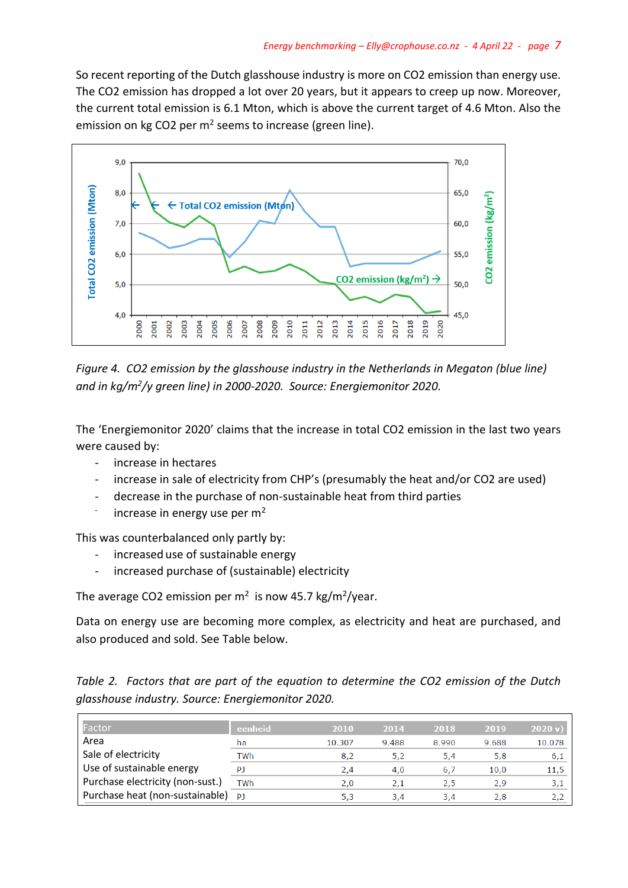So recent reporting of the Dutch glasshouse industry is more on $CO_2$ emission than energy use. The $CO_2$ emission has dropped a lot over 20 years, but it appears to creep up now. Moreover, the current total emission is 6.1 Mton, which is above the current target of 4.6 Mton. Also the emission on kg $CO_2$ per $m^2$ seems to increase (green line).

*Figure 4. CO2 emission by the glasshouse industry in the Netherlands in Megaton (blue line) and in kg/m²/y green line) in 2000-2020. Source: Energiemonitor 2020.*

The 'Energiemonitor 2020' claims that the increase in total $CO_2$ emission in the last two years were caused by:

- increase in hectares
- increase in sale of electricity from CHP's (presumably the heat and/or $CO_2$ are used)
- decrease in the purchase of non-sustainable heat from third parties
- increase in energy use per $m^2$

This was counterbalanced only partly by:

- increased use of sustainable energy
- increased purchase of (sustainable) electricity

The average $CO_2$ emission per $m^2$ is now 45.7 kg/$m^2$/year.

Data on energy use are becoming more complex, as electricity and heat are purchased, and also produced and sold. See Table below.

*Table 2. Factors that are part of the equation to determine the CO2 emission of the Dutch glasshouse industry. Source: Energiemonitor 2020.*

| Factor | eenheid | 2010 | 2014 | 2018 | 2019 | 2020 v) |
|---|---|---|---|---|---|---|
| Area | ha | 10.307 | 9.488 | 8.990 | 9.688 | 10.078 |
| Sale of electricity | TWh | 8,2 | 5,2 | 5,4 | 5,8 | 6,1 |
| Use of sustainable energy | PJ | 2,4 | 4,0 | 6,7 | 10,0 | 11,5 |
| Purchase electricity (non-sust.) | TWh | 2,0 | 2,1 | 2,5 | 2,9 | 3,1 |
| Purchase heat (non-sustainable) | PJ | 5,3 | 3,4 | 3,4 | 2,8 | 2,2 |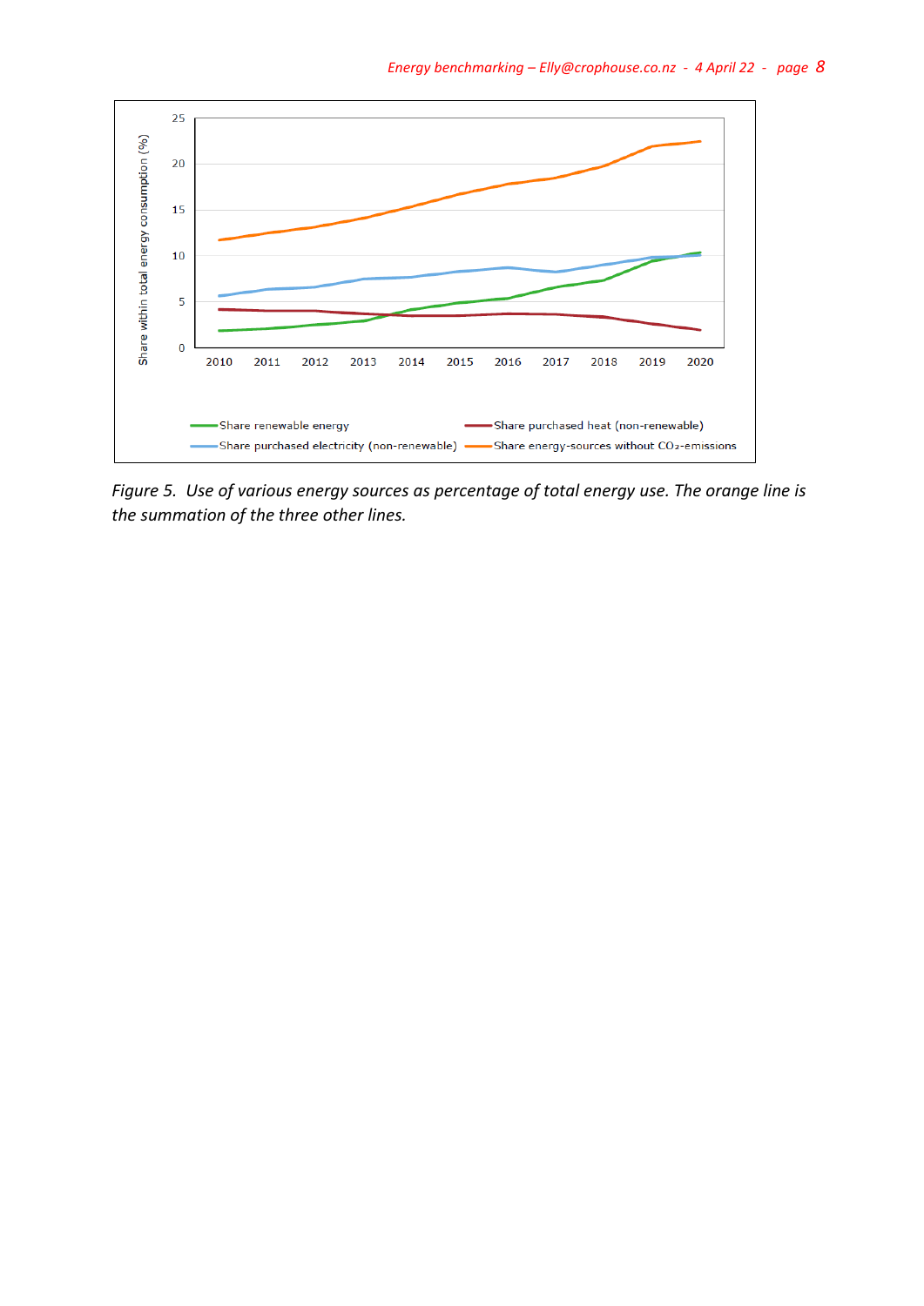*Figure 5. Use of various energy sources as percentage of total energy use. The orange line is the summation of the three other lines.*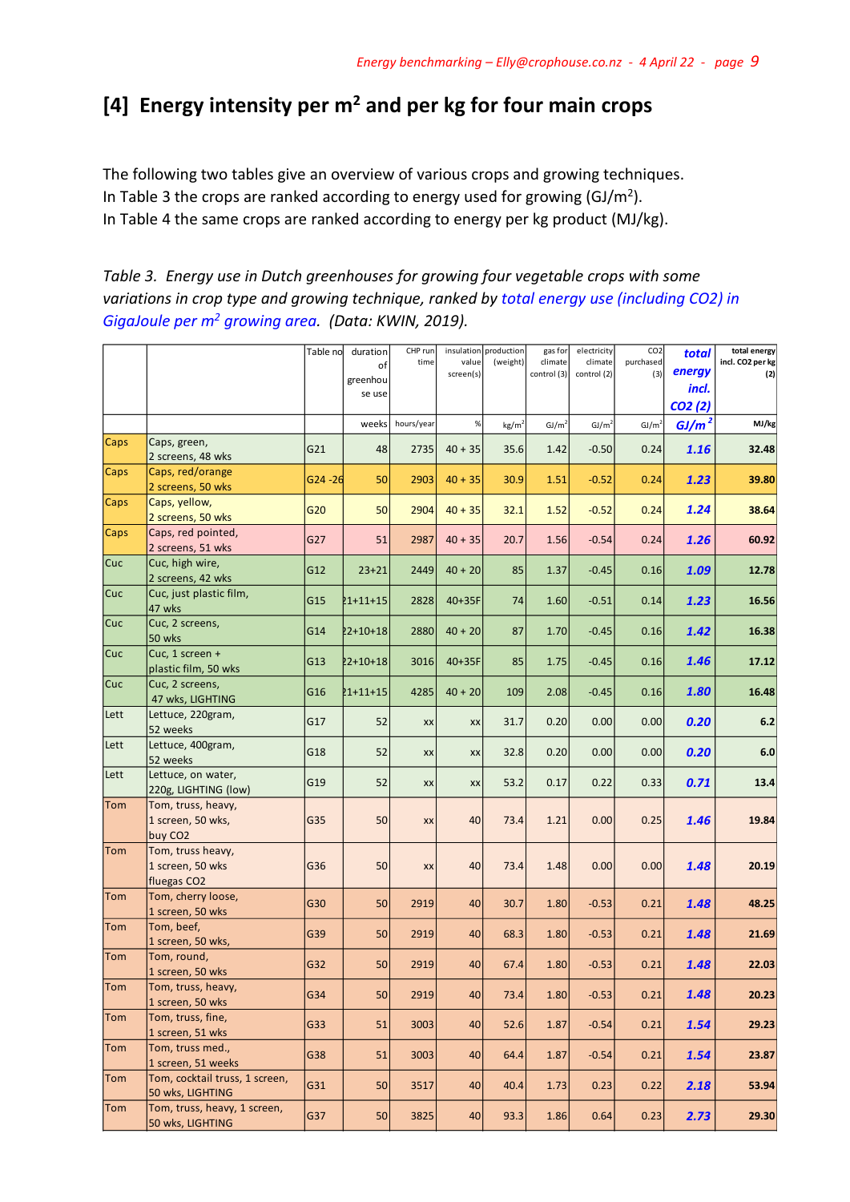## [4] Energy intensity per $m^2$ and per kg for four main crops

The following two tables give an overview of various crops and growing techniques.
In Table 3 the crops are ranked according to energy used for growing ($GJ/m^2$).
In Table 4 the same crops are ranked according to energy per kg product (MJ/kg).

*Table 3. Energy use in Dutch greenhouses for growing four vegetable crops with some variations in crop type and growing technique, ranked by total energy use (including CO2) in GigaJoule per $m^2$ growing area. (Data: KWIN, 2019).*

| | | Table no | duration of greenhouse use | CHP run time | insulation value screen(s) | production (weight) | gas for climate control (3) | electricity climate control (2) | CO2 purchased (3) | total energy incl. CO2 (2) | total energy incl. CO2 per kg (2) |
|---|---|---|---|---|---|---|---|---|---|---|---|
| | | | weeks | hours/year | % | $kg/m^2$ | $GJ/m^2$ | $GJ/m^2$ | $GJ/m^2$ | $GJ/m^2$ | MJ/kg |
| Caps | Caps, green, 2 screens, 48 wks | G21 | 48 | 2735 | 40 + 35 | 35.6 | 1.42 | -0.50 | 0.24 | **1.16** | **32.48** |
| Caps | Caps, red/orange 2 screens, 50 wks | G24 -26 | 50 | 2903 | 40 + 35 | 30.9 | 1.51 | -0.52 | 0.24 | **1.23** | **39.80** |
| Caps | Caps, yellow, 2 screens, 50 wks | G20 | 50 | 2904 | 40 + 35 | 32.1 | 1.52 | -0.52 | 0.24 | **1.24** | **38.64** |
| Caps | Caps, red pointed, 2 screens, 51 wks | G27 | 51 | 2987 | 40 + 35 | 20.7 | 1.56 | -0.54 | 0.24 | **1.26** | **60.92** |
| Cuc | Cuc, high wire, 2 screens, 42 wks | G12 | 23+21 | 2449 | 40 + 20 | 85 | 1.37 | -0.45 | 0.16 | **1.09** | **12.78** |
| Cuc | Cuc, just plastic film, 47 wks | G15 | 21+11+15 | 2828 | 40+35F | 74 | 1.60 | -0.51 | 0.14 | **1.23** | **16.56** |
| Cuc | Cuc, 2 screens, 50 wks | G14 | 22+10+18 | 2880 | 40 + 20 | 87 | 1.70 | -0.45 | 0.16 | **1.42** | **16.38** |
| Cuc | Cuc, 1 screen + plastic film, 50 wks | G13 | 22+10+18 | 3016 | 40+35F | 85 | 1.75 | -0.45 | 0.16 | **1.46** | **17.12** |
| Cuc | Cuc, 2 screens, 47 wks, LIGHTING | G16 | 21+11+15 | 4285 | 40 + 20 | 109 | 2.08 | -0.45 | 0.16 | **1.80** | **16.48** |
| Lett | Lettuce, 220gram, 52 weeks | G17 | 52 | xx | xx | 31.7 | 0.20 | 0.00 | 0.00 | **0.20** | **6.2** |
| Lett | Lettuce, 400gram, 52 weeks | G18 | 52 | xx | xx | 32.8 | 0.20 | 0.00 | 0.00 | **0.20** | **6.0** |
| Lett | Lettuce, on water, 220g, LIGHTING (low) | G19 | 52 | xx | xx | 53.2 | 0.17 | 0.22 | 0.33 | **0.71** | **13.4** |
| Tom | Tom, truss, heavy, 1 screen, 50 wks, buy CO2 | G35 | 50 | xx | 40 | 73.4 | 1.21 | 0.00 | 0.25 | **1.46** | **19.84** |
| Tom | Tom, truss heavy, 1 screen, 50 wks fluegas CO2 | G36 | 50 | xx | 40 | 73.4 | 1.48 | 0.00 | 0.00 | **1.48** | **20.19** |
| Tom | Tom, cherry loose, 1 screen, 50 wks | G30 | 50 | 2919 | 40 | 30.7 | 1.80 | -0.53 | 0.21 | **1.48** | **48.25** |
| Tom | Tom, beef, 1 screen, 50 wks, | G39 | 50 | 2919 | 40 | 68.3 | 1.80 | -0.53 | 0.21 | **1.48** | **21.69** |
| Tom | Tom, round, 1 screen, 50 wks | G32 | 50 | 2919 | 40 | 67.4 | 1.80 | -0.53 | 0.21 | **1.48** | **22.03** |
| Tom | Tom, truss, heavy, 1 screen, 50 wks | G34 | 50 | 2919 | 40 | 73.4 | 1.80 | -0.53 | 0.21 | **1.48** | **20.23** |
| Tom | Tom, truss, fine, 1 screen, 51 wks | G33 | 51 | 3003 | 40 | 52.6 | 1.87 | -0.54 | 0.21 | **1.54** | **29.23** |
| Tom | Tom, truss med., 1 screen, 51 weeks | G38 | 51 | 3003 | 40 | 64.4 | 1.87 | -0.54 | 0.21 | **1.54** | **23.87** |
| Tom | Tom, cocktail truss, 1 screen, 50 wks, LIGHTING | G31 | 50 | 3517 | 40 | 40.4 | 1.73 | 0.23 | 0.22 | **2.18** | **53.94** |
| Tom | Tom, truss, heavy, 1 screen, 50 wks, LIGHTING | G37 | 50 | 3825 | 40 | 93.3 | 1.86 | 0.64 | 0.23 | **2.73** | **29.30** |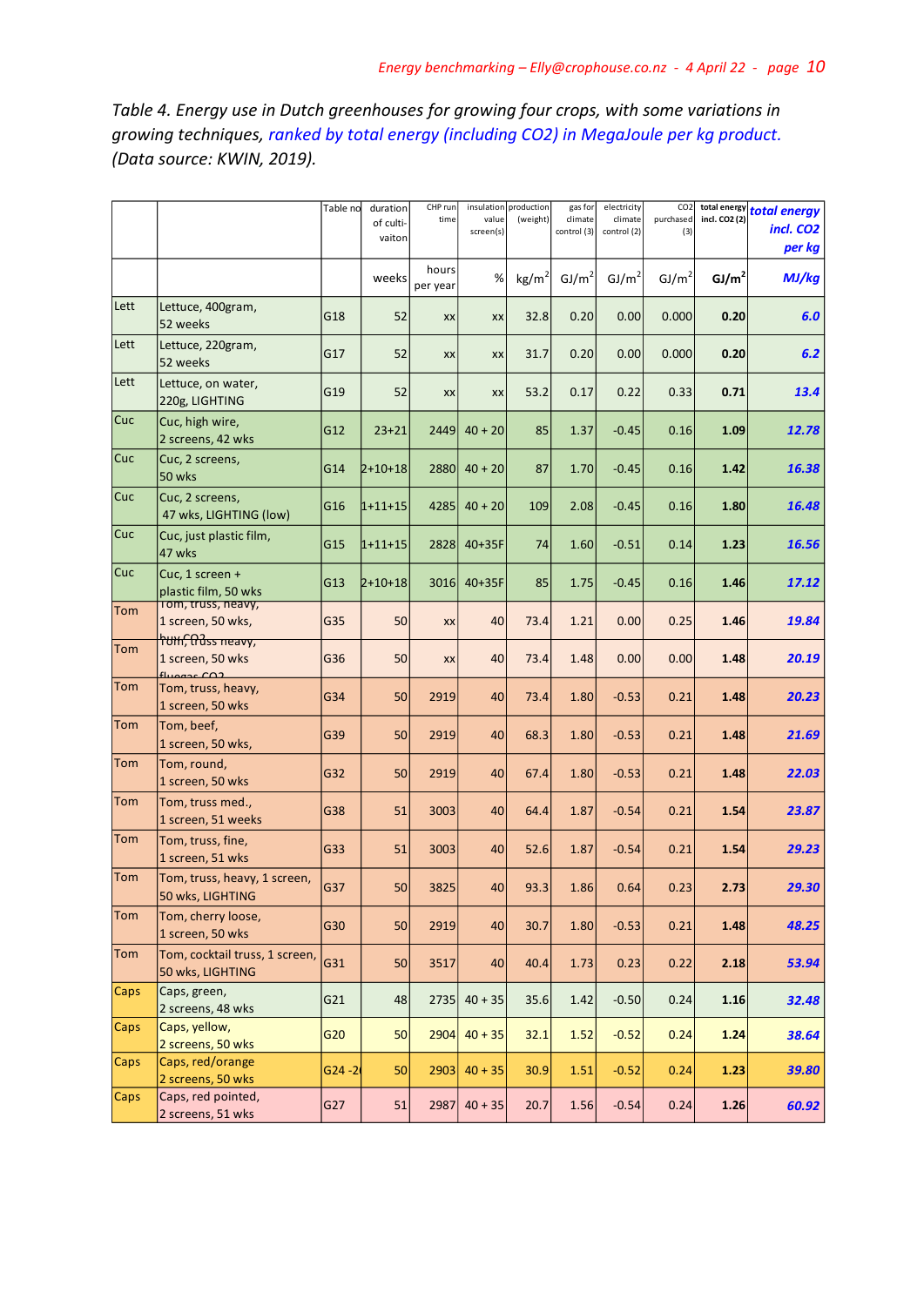*Table 4. Energy use in Dutch greenhouses for growing four crops, with some variations in growing techniques, ranked by total energy (including CO2) in MegaJoule per kg product. (Data source: KWIN, 2019).*

| | | Table no | duration of culti-vaiton | CHP run time | insulation value screen(s) | production (weight) | gas for climate control (3) | electricity climate control (2) | CO2 purchased (3) | total energy incl. CO2 (2) | total energy incl. CO2 per kg |
|---|---|---|---|---|---|---|---|---|---|---|---|
| | | | weeks | hours per year | % | $kg/m^2$ | $GJ/m^2$ | $GJ/m^2$ | $GJ/m^2$ | $GJ/m^2$ | MJ/kg |
| Lett | Lettuce, 400gram, 52 weeks | G18 | 52 | xx | xx | 32.8 | 0.20 | 0.00 | 0.000 | **0.20** | ***6.0*** |
| Lett | Lettuce, 220gram, 52 weeks | G17 | 52 | xx | xx | 31.7 | 0.20 | 0.00 | 0.000 | **0.20** | ***6.2*** |
| Lett | Lettuce, on water, 220g, LIGHTING | G19 | 52 | xx | xx | 53.2 | 0.17 | 0.22 | 0.33 | **0.71** | ***13.4*** |
| Cuc | Cuc, high wire, 2 screens, 42 wks | G12 | 23+21 | 2449 | 40 + 20 | 85 | 1.37 | -0.45 | 0.16 | **1.09** | ***12.78*** |
| Cuc | Cuc, 2 screens, 50 wks | G14 | 2+10+18 | 2880 | 40 + 20 | 87 | 1.70 | -0.45 | 0.16 | **1.42** | ***16.38*** |
| Cuc | Cuc, 2 screens, 47 wks, LIGHTING (low) | G16 | 1+11+15 | 4285 | 40 + 20 | 109 | 2.08 | -0.45 | 0.16 | **1.80** | ***16.48*** |
| Cuc | Cuc, just plastic film, 47 wks | G15 | 1+11+15 | 2828 | 40+35F | 74 | 1.60 | -0.51 | 0.14 | **1.23** | ***16.56*** |
| Cuc | Cuc, 1 screen + plastic film, 50 wks | G13 | 2+10+18 | 3016 | 40+35F | 85 | 1.75 | -0.45 | 0.16 | **1.46** | ***17.12*** |
| Tom | Tom, truss, heavy, 1 screen, 50 wks, | G35 | 50 | xx | 40 | 73.4 | 1.21 | 0.00 | 0.25 | **1.46** | ***19.84*** |
| Tom | Tom, truss heavy, 1 screen, 50 wks fluegas CO2 | G36 | 50 | xx | 40 | 73.4 | 1.48 | 0.00 | 0.00 | **1.48** | ***20.19*** |
| Tom | Tom, truss, heavy, 1 screen, 50 wks | G34 | 50 | 2919 | 40 | 73.4 | 1.80 | -0.53 | 0.21 | **1.48** | ***20.23*** |
| Tom | Tom, beef, 1 screen, 50 wks, | G39 | 50 | 2919 | 40 | 68.3 | 1.80 | -0.53 | 0.21 | **1.48** | ***21.69*** |
| Tom | Tom, round, 1 screen, 50 wks | G32 | 50 | 2919 | 40 | 67.4 | 1.80 | -0.53 | 0.21 | **1.48** | ***22.03*** |
| Tom | Tom, truss med., 1 screen, 51 weeks | G38 | 51 | 3003 | 40 | 64.4 | 1.87 | -0.54 | 0.21 | **1.54** | ***23.87*** |
| Tom | Tom, truss, fine, 1 screen, 51 wks | G33 | 51 | 3003 | 40 | 52.6 | 1.87 | -0.54 | 0.21 | **1.54** | ***29.23*** |
| Tom | Tom, truss, heavy, 1 screen, 50 wks, LIGHTING | G37 | 50 | 3825 | 40 | 93.3 | 1.86 | 0.64 | 0.23 | **2.73** | ***29.30*** |
| Tom | Tom, cherry loose, 1 screen, 50 wks | G30 | 50 | 2919 | 40 | 30.7 | 1.80 | -0.53 | 0.21 | **1.48** | ***48.25*** |
| Tom | Tom, cocktail truss, 1 screen, 50 wks, LIGHTING | G31 | 50 | 3517 | 40 | 40.4 | 1.73 | 0.23 | 0.22 | **2.18** | ***53.94*** |
| Caps | Caps, green, 2 screens, 48 wks | G21 | 48 | 2735 | 40 + 35 | 35.6 | 1.42 | -0.50 | 0.24 | **1.16** | ***32.48*** |
| Caps | Caps, yellow, 2 screens, 50 wks | G20 | 50 | 2904 | 40 + 35 | 32.1 | 1.52 | -0.52 | 0.24 | **1.24** | ***38.64*** |
| Caps | Caps, red/orange 2 screens, 50 wks | G24 -2( | 50 | 2903 | 40 + 35 | 30.9 | 1.51 | -0.52 | 0.24 | **1.23** | ***39.80*** |
| Caps | Caps, red pointed, 2 screens, 51 wks | G27 | 51 | 2987 | 40 + 35 | 20.7 | 1.56 | -0.54 | 0.24 | **1.26** | ***60.92*** |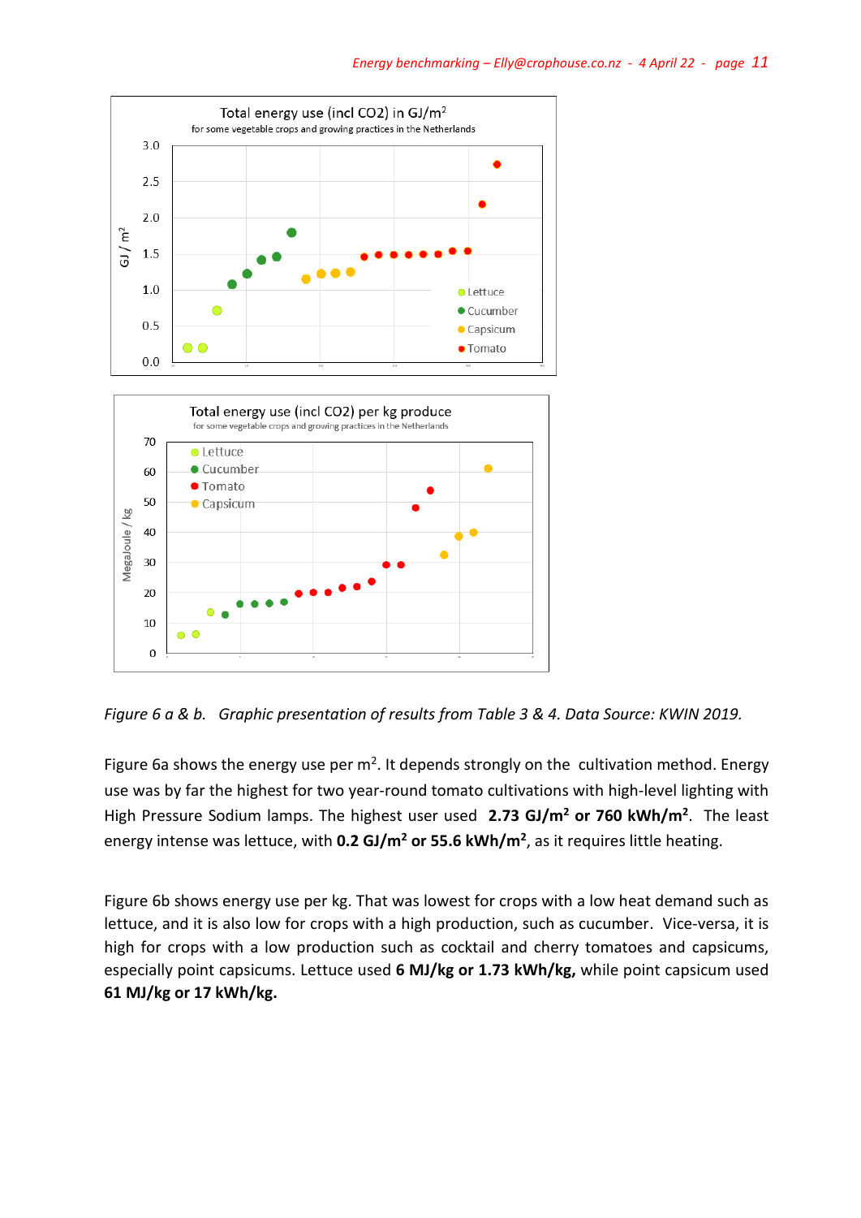Figure 6 a & b. Graphic presentation of results from Table 3 & 4. Data Source: KWIN 2019.

Figure 6a shows the energy use per m². It depends strongly on the cultivation method. Energy use was by far the highest for two year-round tomato cultivations with high-level lighting with High Pressure Sodium lamps. The highest user used **2.73 GJ/m² or 760 kWh/m²**. The least energy intense was lettuce, with **0.2 GJ/m² or 55.6 kWh/m²**, as it requires little heating.

Figure 6b shows energy use per kg. That was lowest for crops with a low heat demand such as lettuce, and it is also low for crops with a high production, such as cucumber. Vice-versa, it is high for crops with a low production such as cocktail and cherry tomatoes and capsicums, especially point capsicums. Lettuce used **6 MJ/kg or 1.73 kWh/kg,** while point capsicum used **61 MJ/kg or 17 kWh/kg.**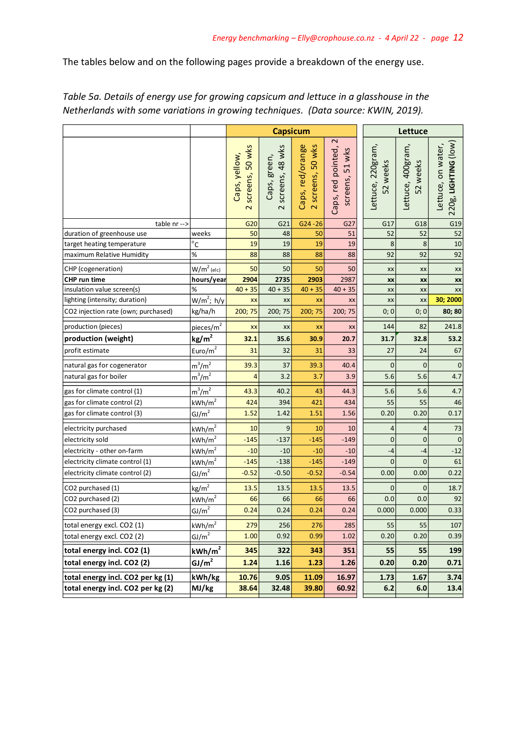The tables below and on the following pages provide a breakdown of the energy use.

*Table 5a. Details of energy use for growing capsicum and lettuce in a glasshouse in the Netherlands with some variations in growing techniques. (Data source: KWIN, 2019).*

| | | Capsicum | | | | Lettuce | | |
|---|---|---|---|---|---|---|---|---|
| | | Caps, yellow, 2 screens, 50 wks | Caps, green, 2 screens, 48 wks | Caps, red/orange 2 screens, 50 wks | Caps, red pointed, 2 screens, 51 wks | Lettuce, 220gram, 52 weeks | Lettuce, 400gram, 52 weeks | Lettuce, on water, 220g, **LIGHTING** (low) |
| table nr --> | | G20 | G21 | G24 -26 | G27 | G17 | G18 | G19 |
| duration of greenhouse use | weeks | 50 | 48 | 50 | 51 | 52 | 52 | 52 |
| target heating temperature | °C | 19 | 19 | 19 | 19 | 8 | 8 | 10 |
| maximum Relative Humidity | % | 88 | 88 | 88 | 88 | 92 | 92 | 92 |
| CHP (cogeneration) | $W/m^2$ (elc) | 50 | 50 | 50 | 50 | xx | xx | xx |
| **CHP run time** | **hours/year** | **2904** | **2735** | **2903** | 2987 | **xx** | **xx** | **xx** |
| insulation value screen(s) | % | 40 + 35 | 40 + 35 | 40 + 35 | 40 + 35 | xx | xx | xx |
| lighting (intensity; duration) | $W/m^2$; h/y | xx | xx | xx | xx | xx | xx | **30; 2000** |
| CO2 injection rate (own; purchased) | kg/ha/h | 200; 75 | 200; 75 | 200; 75 | 200; 75 | 0; 0 | 0; 0 | **80; 80** |
| production (pieces) | pieces/$m^2$ | xx | xx | xx | xx | 144 | 82 | 241.8 |
| **production (weight)** | **kg/$m^2$** | **32.1** | **35.6** | **30.9** | **20.7** | **31.7** | **32.8** | **53.2** |
| profit estimate | Euro/$m^2$ | 31 | 32 | 31 | 33 | 27 | 24 | 67 |
| natural gas for cogenerator | $m^3/m^2$ | 39.3 | 37 | 39.3 | 40.4 | 0 | 0 | 0 |
| natural gas for boiler | $m^3/m^2$ | 4 | 3.2 | 3.7 | 3.9 | 5.6 | 5.6 | 4.7 |
| gas for climate control (1) | $m^3/m^2$ | 43.3 | 40.2 | 43 | 44.3 | 5.6 | 5.6 | 4.7 |
| gas for climate control (2) | kWh/$m^2$ | 424 | 394 | 421 | 434 | 55 | 55 | 46 |
| gas for climate control (3) | GJ/$m^2$ | 1.52 | 1.42 | 1.51 | 1.56 | 0.20 | 0.20 | 0.17 |
| electricity purchased | kWh/$m^2$ | 10 | 9 | 10 | 10 | 4 | 4 | 73 |
| electricity sold | kWh/$m^2$ | -145 | -137 | -145 | -149 | 0 | 0 | 0 |
| electricity - other on-farm | kWh/$m^2$ | -10 | -10 | -10 | -10 | -4 | -4 | -12 |
| electricity climate control (1) | kWh/$m^2$ | -145 | -138 | -145 | -149 | 0 | 0 | 61 |
| electricity climate control (2) | GJ/$m^2$ | -0.52 | -0.50 | -0.52 | -0.54 | 0.00 | 0.00 | 0.22 |
| CO2 purchased (1) | kg/$m^2$ | 13.5 | 13.5 | 13.5 | 13.5 | 0 | 0 | 18.7 |
| CO2 purchased (2) | kWh/$m^2$ | 66 | 66 | 66 | 66 | 0.0 | 0.0 | 92 |
| CO2 purchased (3) | GJ/$m^2$ | 0.24 | 0.24 | 0.24 | 0.24 | 0.000 | 0.000 | 0.33 |
| total energy excl. CO2 (1) | kWh/$m^2$ | 279 | 256 | 276 | 285 | 55 | 55 | 107 |
| total energy excl. CO2 (2) | GJ/$m^2$ | 1.00 | 0.92 | 0.99 | 1.02 | 0.20 | 0.20 | 0.39 |
| **total energy incl. CO2 (1)** | **kWh/$m^2$** | **345** | **322** | **343** | **351** | **55** | **55** | **199** |
| **total energy incl. CO2 (2)** | **GJ/$m^2$** | **1.24** | **1.16** | **1.23** | **1.26** | **0.20** | **0.20** | **0.71** |
| **total energy incl. CO2 per kg (1)** | **kWh/kg** | **10.76** | **9.05** | **11.09** | **16.97** | **1.73** | **1.67** | **3.74** |
| **total energy incl. CO2 per kg (2)** | **MJ/kg** | **38.64** | **32.48** | **39.80** | **60.92** | **6.2** | **6.0** | **13.4** |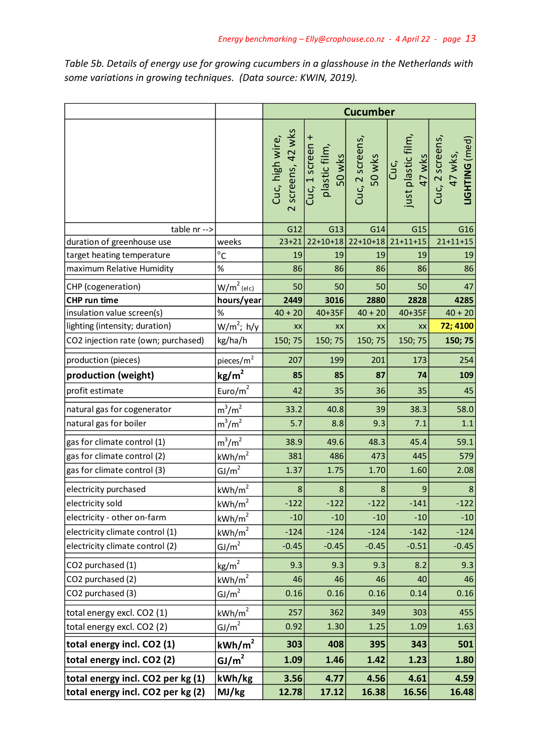*Table 5b. Details of energy use for growing cucumbers in a glasshouse in the Netherlands with some variations in growing techniques. (Data source: KWIN, 2019).*

| | | Cucumber | | | | |
|---|---|---|---|---|---|---|
| | | Cuc, high wire, 2 screens, 42 wks | Cuc, 1 screen + plastic film, 50 wks | Cuc, 2 screens, 50 wks | Cuc, just plastic film, 47 wks | Cuc, 2 screens, 47 wks, **LIGHTING** (med) |
| table nr --> | | G12 | G13 | G14 | G15 | G16 |
| duration of greenhouse use | weeks | 23+21 | 22+10+18 | 22+10+18 | 21+11+15 | 21+11+15 |
| target heating temperature | °C | 19 | 19 | 19 | 19 | 19 |
| maximum Relative Humidity | % | 86 | 86 | 86 | 86 | 86 |
| CHP (cogeneration) | $W/m^2$ (elc) | 50 | 50 | 50 | 50 | 47 |
| **CHP run time** | **hours/year** | **2449** | **3016** | **2880** | **2828** | **4285** |
| insulation value screen(s) | % | 40 + 20 | 40+35F | 40 + 20 | 40+35F | 40 + 20 |
| lighting (intensity; duration) | $W/m^2$; h/y | xx | xx | xx | xx | **72; 4100** |
| $CO_2$ injection rate (own; purchased) | kg/ha/h | 150; 75 | 150; 75 | 150; 75 | 150; 75 | **150; 75** |
| production (pieces) | pieces/$m^2$ | 207 | 199 | 201 | 173 | 254 |
| **production (weight)** | **$kg/m^2$** | **85** | **85** | **87** | **74** | **109** |
| profit estimate | Euro/$m^2$ | 42 | 35 | 36 | 35 | 45 |
| natural gas for cogenerator | $m^3/m^2$ | 33.2 | 40.8 | 39 | 38.3 | 58.0 |
| natural gas for boiler | $m^3/m^2$ | 5.7 | 8.8 | 9.3 | 7.1 | 1.1 |
| gas for climate control (1) | $m^3/m^2$ | 38.9 | 49.6 | 48.3 | 45.4 | 59.1 |
| gas for climate control (2) | $kWh/m^2$ | 381 | 486 | 473 | 445 | 579 |
| gas for climate control (3) | $GJ/m^2$ | 1.37 | 1.75 | 1.70 | 1.60 | 2.08 |
| electricity purchased | $kWh/m^2$ | 8 | 8 | 8 | 9 | 8 |
| electricity sold | $kWh/m^2$ | -122 | -122 | -122 | -141 | -122 |
| electricity - other on-farm | $kWh/m^2$ | -10 | -10 | -10 | -10 | -10 |
| electricity climate control (1) | $kWh/m^2$ | -124 | -124 | -124 | -142 | -124 |
| electricity climate control (2) | $GJ/m^2$ | -0.45 | -0.45 | -0.45 | -0.51 | -0.45 |
| $CO_2$ purchased (1) | $kg/m^2$ | 9.3 | 9.3 | 9.3 | 8.2 | 9.3 |
| $CO_2$ purchased (2) | $kWh/m^2$ | 46 | 46 | 46 | 40 | 46 |
| $CO_2$ purchased (3) | $GJ/m^2$ | 0.16 | 0.16 | 0.16 | 0.14 | 0.16 |
| total energy excl. $CO_2$ (1) | $kWh/m^2$ | 257 | 362 | 349 | 303 | 455 |
| total energy excl. $CO_2$ (2) | $GJ/m^2$ | 0.92 | 1.30 | 1.25 | 1.09 | 1.63 |
| **total energy incl. $CO_2$ (1)** | **$kWh/m^2$** | **303** | **408** | **395** | **343** | **501** |
| **total energy incl. $CO_2$ (2)** | **$GJ/m^2$** | **1.09** | **1.46** | **1.42** | **1.23** | **1.80** |
| **total energy incl. $CO_2$ per kg (1)** | **kWh/kg** | **3.56** | **4.77** | **4.56** | **4.61** | **4.59** |
| **total energy incl. $CO_2$ per kg (2)** | **MJ/kg** | **12.78** | **17.12** | **16.38** | **16.56** | **16.48** |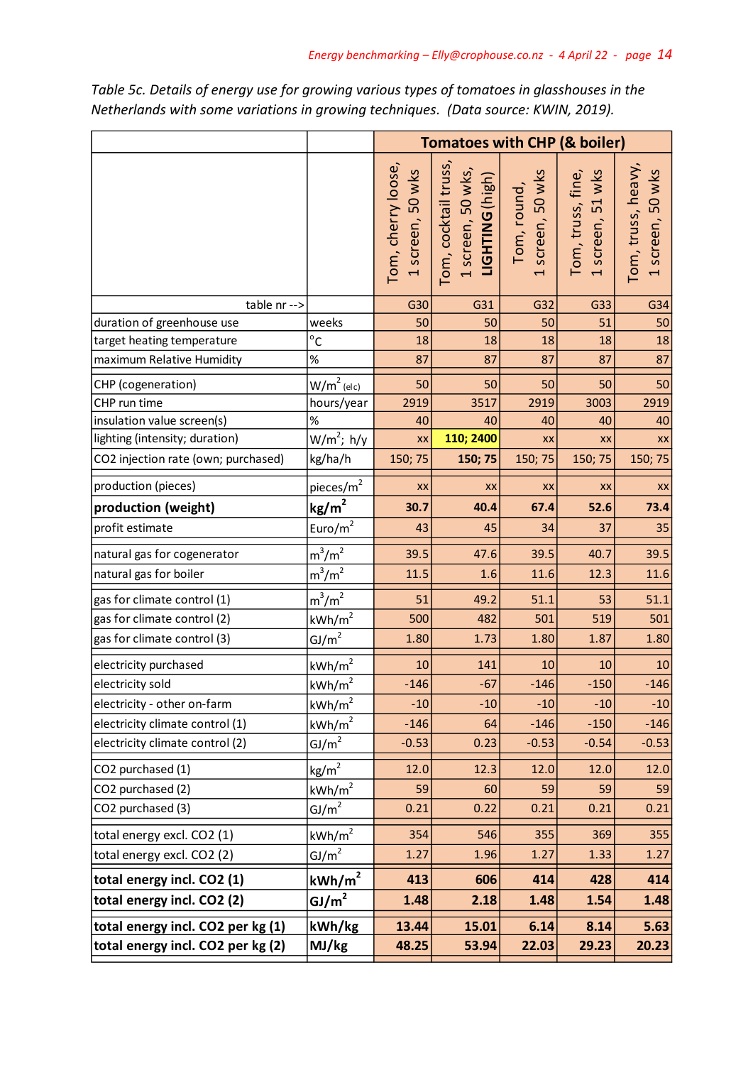*Table 5c. Details of energy use for growing various types of tomatoes in glasshouses in the Netherlands with some variations in growing techniques. (Data source: KWIN, 2019).*

| | | Tomatoes with CHP (& boiler) | | | | |
|---|---|---|---|---|---|---|
| | | Tom, cherry loose, 1 screen, 50 wks | Tom, cocktail truss, 1 screen, 50 wks, **LIGHTING (high)** | Tom, round, 1 screen, 50 wks | Tom, truss, fine, 1 screen, 51 wks | Tom, truss, heavy, 1 screen, 50 wks |
| table nr --> | | G30 | G31 | G32 | G33 | G34 |
| duration of greenhouse use | weeks | 50 | 50 | 50 | 51 | 50 |
| target heating temperature | °C | 18 | 18 | 18 | 18 | 18 |
| maximum Relative Humidity | % | 87 | 87 | 87 | 87 | 87 |
| CHP (cogeneration) | $W/m^2$ (elc) | 50 | 50 | 50 | 50 | 50 |
| CHP run time | hours/year | 2919 | 3517 | 2919 | 3003 | 2919 |
| insulation value screen(s) | % | 40 | 40 | 40 | 40 | 40 |
| lighting (intensity; duration) | $W/m^2$; h/y | xx | **110; 2400** | xx | xx | xx |
| $CO_2$ injection rate (own; purchased) | kg/ha/h | 150; 75 | **150; 75** | 150; 75 | 150; 75 | 150; 75 |
| production (pieces) | $pieces/m^2$ | xx | xx | xx | xx | xx |
| **production (weight)** | **$kg/m^2$** | **30.7** | **40.4** | **67.4** | **52.6** | **73.4** |
| profit estimate | $Euro/m^2$ | 43 | 45 | 34 | 37 | 35 |
| natural gas for cogenerator | $m^3/m^2$ | 39.5 | 47.6 | 39.5 | 40.7 | 39.5 |
| natural gas for boiler | $m^3/m^2$ | 11.5 | 1.6 | 11.6 | 12.3 | 11.6 |
| gas for climate control (1) | $m^3/m^2$ | 51 | 49.2 | 51.1 | 53 | 51.1 |
| gas for climate control (2) | $kWh/m^2$ | 500 | 482 | 501 | 519 | 501 |
| gas for climate control (3) | $GJ/m^2$ | 1.80 | 1.73 | 1.80 | 1.87 | 1.80 |
| electricity purchased | $kWh/m^2$ | 10 | 141 | 10 | 10 | 10 |
| electricity sold | $kWh/m^2$ | -146 | -67 | -146 | -150 | -146 |
| electricity - other on-farm | $kWh/m^2$ | -10 | -10 | -10 | -10 | -10 |
| electricity climate control (1) | $kWh/m^2$ | -146 | 64 | -146 | -150 | -146 |
| electricity climate control (2) | $GJ/m^2$ | -0.53 | 0.23 | -0.53 | -0.54 | -0.53 |
| $CO_2$ purchased (1) | $kg/m^2$ | 12.0 | 12.3 | 12.0 | 12.0 | 12.0 |
| $CO_2$ purchased (2) | $kWh/m^2$ | 59 | 60 | 59 | 59 | 59 |
| $CO_2$ purchased (3) | $GJ/m^2$ | 0.21 | 0.22 | 0.21 | 0.21 | 0.21 |
| total energy excl. $CO_2$ (1) | $kWh/m^2$ | 354 | 546 | 355 | 369 | 355 |
| total energy excl. $CO_2$ (2) | $GJ/m^2$ | 1.27 | 1.96 | 1.27 | 1.33 | 1.27 |
| **total energy incl. $CO_2$ (1)** | **$kWh/m^2$** | **413** | **606** | **414** | **428** | **414** |
| **total energy incl. $CO_2$ (2)** | **$GJ/m^2$** | **1.48** | **2.18** | **1.48** | **1.54** | **1.48** |
| **total energy incl. $CO_2$ per kg (1)** | **kWh/kg** | **13.44** | **15.01** | **6.14** | **8.14** | **5.63** |
| **total energy incl. $CO_2$ per kg (2)** | **MJ/kg** | **48.25** | **53.94** | **22.03** | **29.23** | **20.23** |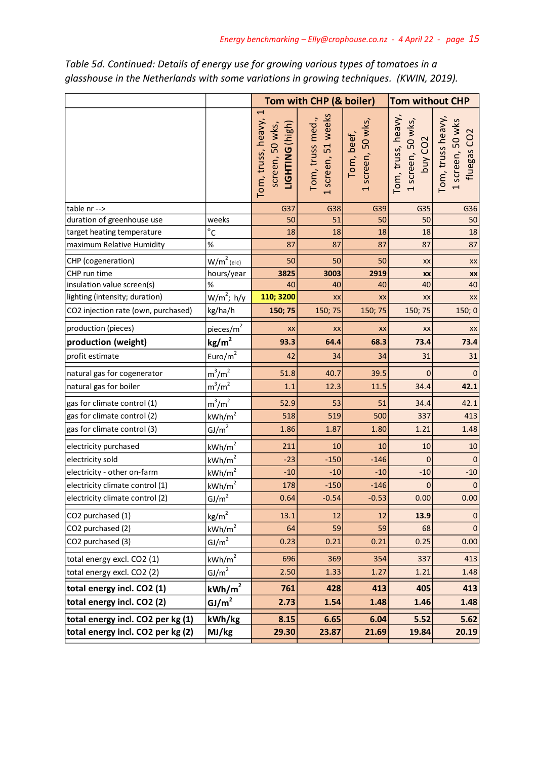*Table 5d. Continued: Details of energy use for growing various types of tomatoes in a glasshouse in the Netherlands with some variations in growing techniques. (KWIN, 2019).*

| | | Tom with CHP (& boiler) | | | Tom without CHP | |
|---|---|---|---|---|---|---|
| | | Tom, truss, heavy, 1 screen, 50 wks, **LIGHTING (high)** | Tom, truss med., 1 screen, 51 weeks | Tom, beef, 1 screen, 50 wks, | Tom, truss, heavy, 1 screen, 50 wks, buy CO2 | Tom, truss heavy, 1 screen, 50 wks fluegas CO2 |
| table nr --> | | G37 | G38 | G39 | G35 | G36 |
| duration of greenhouse use | weeks | 50 | 51 | 50 | 50 | 50 |
| target heating temperature | °C | 18 | 18 | 18 | 18 | 18 |
| maximum Relative Humidity | % | 87 | 87 | 87 | 87 | 87 |
| CHP (cogeneration) | $W/m^2$ (elc) | 50 | 50 | 50 | xx | xx |
| CHP run time | hours/year | **3825** | **3003** | **2919** | **xx** | **xx** |
| insulation value screen(s) | % | 40 | 40 | 40 | 40 | 40 |
| lighting (intensity; duration) | $W/m^2$; h/y | **110; 3200** | xx | xx | xx | xx |
| CO2 injection rate (own, purchased) | kg/ha/h | **150; 75** | 150; 75 | 150; 75 | 150; 75 | 150; 0 |
| production (pieces) | pieces/$m^2$ | xx | xx | xx | xx | xx |
| **production (weight)** | **kg/$m^2$** | **93.3** | **64.4** | **68.3** | **73.4** | **73.4** |
| profit estimate | Euro/$m^2$ | 42 | 34 | 34 | 31 | 31 |
| natural gas for cogenerator | $m^3/m^2$ | 51.8 | 40.7 | 39.5 | 0 | 0 |
| natural gas for boiler | $m^3/m^2$ | 1.1 | 12.3 | 11.5 | 34.4 | **42.1** |
| gas for climate control (1) | $m^3/m^2$ | 52.9 | 53 | 51 | 34.4 | 42.1 |
| gas for climate control (2) | kWh/$m^2$ | 518 | 519 | 500 | 337 | 413 |
| gas for climate control (3) | GJ/$m^2$ | 1.86 | 1.87 | 1.80 | 1.21 | 1.48 |
| electricity purchased | kWh/$m^2$ | 211 | 10 | 10 | 10 | 10 |
| electricity sold | kWh/$m^2$ | -23 | -150 | -146 | 0 | 0 |
| electricity - other on-farm | kWh/$m^2$ | -10 | -10 | -10 | -10 | -10 |
| electricity climate control (1) | kWh/$m^2$ | 178 | -150 | -146 | 0 | 0 |
| electricity climate control (2) | GJ/$m^2$ | 0.64 | -0.54 | -0.53 | 0.00 | 0.00 |
| CO2 purchased (1) | kg/$m^2$ | 13.1 | 12 | 12 | **13.9** | 0 |
| CO2 purchased (2) | kWh/$m^2$ | 64 | 59 | 59 | 68 | 0 |
| CO2 purchased (3) | GJ/$m^2$ | 0.23 | 0.21 | 0.21 | 0.25 | 0.00 |
| total energy excl. CO2 (1) | kWh/$m^2$ | 696 | 369 | 354 | 337 | 413 |
| total energy excl. CO2 (2) | GJ/$m^2$ | 2.50 | 1.33 | 1.27 | 1.21 | 1.48 |
| **total energy incl. CO2 (1)** | **kWh/$m^2$** | **761** | **428** | **413** | **405** | **413** |
| **total energy incl. CO2 (2)** | **GJ/$m^2$** | **2.73** | **1.54** | **1.48** | **1.46** | **1.48** |
| **total energy incl. CO2 per kg (1)** | **kWh/kg** | **8.15** | **6.65** | **6.04** | **5.52** | **5.62** |
| **total energy incl. CO2 per kg (2)** | **MJ/kg** | **29.30** | **23.87** | **21.69** | **19.84** | **20.19** |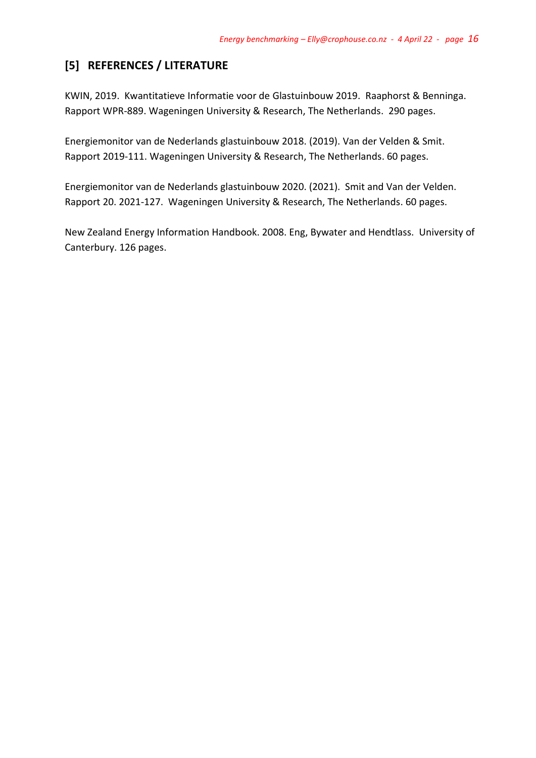## [5] REFERENCES / LITERATURE

KWIN, 2019. Kwantitatieve Informatie voor de Glastuinbouw 2019. Raaphorst & Benninga. Rapport WPR-889. Wageningen University & Research, The Netherlands. 290 pages.

Energiemonitor van de Nederlands glastuinbouw 2018. (2019). Van der Velden & Smit. Rapport 2019-111. Wageningen University & Research, The Netherlands. 60 pages.

Energiemonitor van de Nederlands glastuinbouw 2020. (2021). Smit and Van der Velden. Rapport 20. 2021-127. Wageningen University & Research, The Netherlands. 60 pages.

New Zealand Energy Information Handbook. 2008. Eng, Bywater and Hendtlass. University of Canterbury. 126 pages.